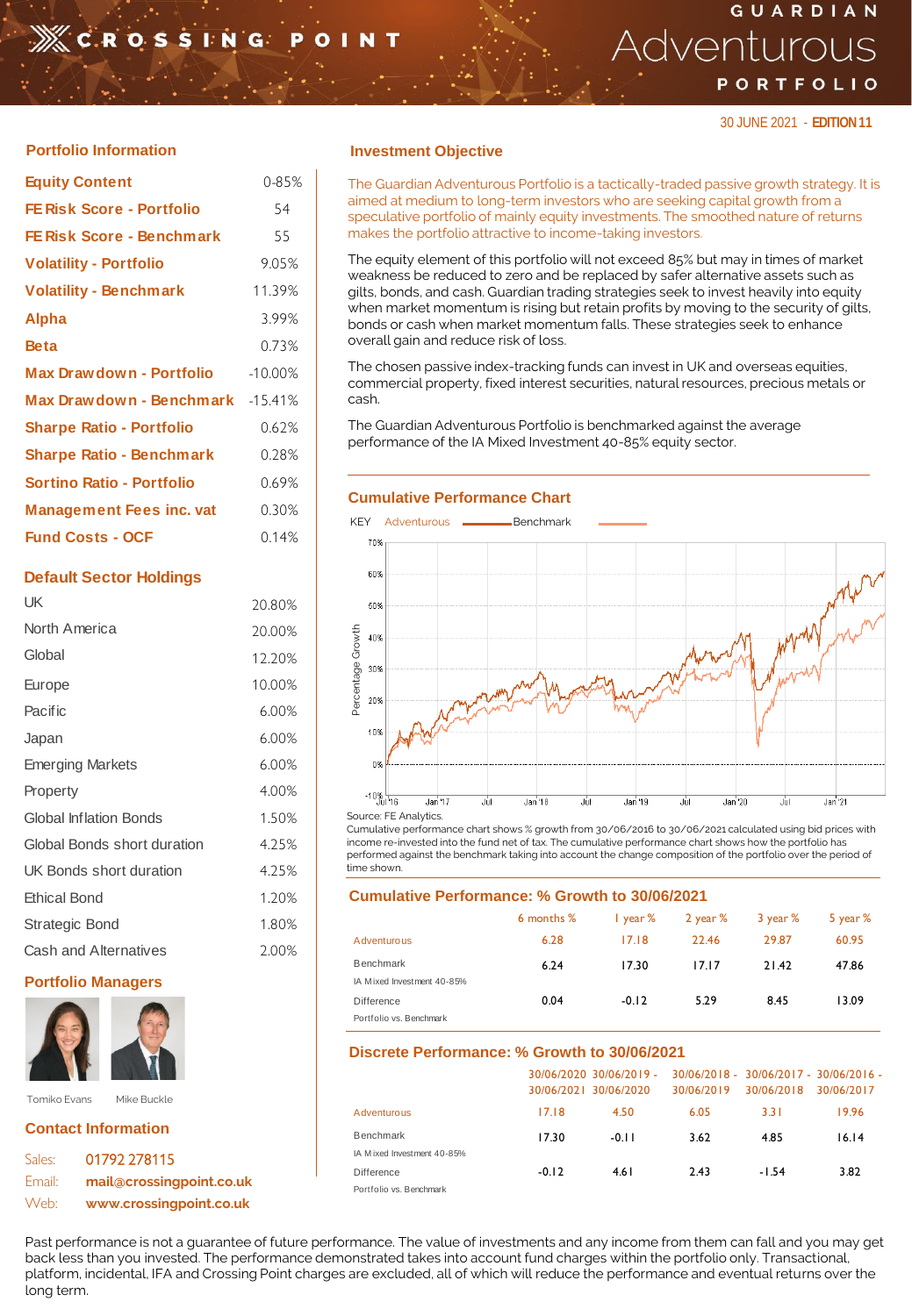# GUARDIAN Adventurous PORTFOLIO

CROSSING POINT

30 JUNE 2021 - **EDITION 11**

## Portfolio Information

| | |
|---|---|
| **Equity Content** | 0-85% |
| **FE Risk Score - Portfolio** | 54 |
| **FE Risk Score - Benchmark** | 55 |
| **Volatility - Portfolio** | 9.05% |
| **Volatility - Benchmark** | 11.39% |
| **Alpha** | 3.99% |
| **Beta** | 0.73% |
| **Max Drawdown - Portfolio** | -10.00% |
| **Max Drawdown - Benchmark** | -15.41% |
| **Sharpe Ratio - Portfolio** | 0.62% |
| **Sharpe Ratio - Benchmark** | 0.28% |
| **Sortino Ratio - Portfolio** | 0.69% |
| **Management Fees inc. vat** | 0.30% |
| **Fund Costs - OCF** | 0.14% |

## Default Sector Holdings

| | |
|---|---|
| UK | 20.80% |
| North America | 20.00% |
| Global | 12.20% |
| Europe | 10.00% |
| Pacific | 6.00% |
| Japan | 6.00% |
| Emerging Markets | 6.00% |
| Property | 4.00% |
| Global Inflation Bonds | 1.50% |
| Global Bonds short duration | 4.25% |
| UK Bonds short duration | 4.25% |
| Ethical Bond | 1.20% |
| Strategic Bond | 1.80% |
| Cash and Alternatives | 2.00% |

## Portfolio Managers

Tomiko Evans    Mike Buckle

## Contact Information

Sales: **01792 278115**
Email: **mail@crossingpoint.co.uk**
Web: **www.crossingpoint.co.uk**

## Investment Objective

The Guardian Adventurous Portfolio is a tactically-traded passive growth strategy. It is aimed at medium to long-term investors who are seeking capital growth from a speculative portfolio of mainly equity investments. The smoothed nature of returns makes the portfolio attractive to income-taking investors.

The equity element of this portfolio will not exceed 85% but may in times of market weakness be reduced to zero and be replaced by safer alternative assets such as gilts, bonds, and cash. Guardian trading strategies seek to invest heavily into equity when market momentum is rising but retain profits by moving to the security of gilts, bonds or cash when market momentum falls. These strategies seek to enhance overall gain and reduce risk of loss.

The chosen passive index-tracking funds can invest in UK and overseas equities, commercial property, fixed interest securities, natural resources, precious metals or cash.

The Guardian Adventurous Portfolio is benchmarked against the average performance of the IA Mixed Investment 40-85% equity sector.

## Cumulative Performance Chart

KEY Adventurous — Benchmark —

Source: FE Analytics.

Cumulative performance chart shows % growth from 30/06/2016 to 30/06/2021 calculated using bid prices with income re-invested into the fund net of tax. The cumulative performance chart shows how the portfolio has performed against the benchmark taking into account the change composition of the portfolio over the period of time shown.

## Cumulative Performance: % Growth to 30/06/2021

| | 6 months % | 1 year % | 2 year % | 3 year % | 5 year % |
|---|---|---|---|---|---|
| Adventurous | 6.28 | 17.18 | 22.46 | 29.87 | 60.95 |
| Benchmark<br>IA Mixed Investment 40-85% | 6.24 | 17.30 | 17.17 | 21.42 | 47.86 |
| Difference<br>Portfolio vs. Benchmark | 0.04 | -0.12 | 5.29 | 8.45 | 13.09 |

## Discrete Performance: % Growth to 30/06/2021

| | 30/06/2020 - 30/06/2021 | 30/06/2019 - 30/06/2020 | 30/06/2018 - 30/06/2019 | 30/06/2017 - 30/06/2018 | 30/06/2016 - 30/06/2017 |
|---|---|---|---|---|---|
| Adventurous | 17.18 | 4.50 | 6.05 | 3.31 | 19.96 |
| Benchmark<br>IA Mixed Investment 40-85% | 17.30 | -0.11 | 3.62 | 4.85 | 16.14 |
| Difference<br>Portfolio vs. Benchmark | -0.12 | 4.61 | 2.43 | -1.54 | 3.82 |

Past performance is not a guarantee of future performance. The value of investments and any income from them can fall and you may get back less than you invested. The performance demonstrated takes into account fund charges within the portfolio only. Transactional, platform, incidental, IFA and Crossing Point charges are excluded, all of which will reduce the performance and eventual returns over the long term.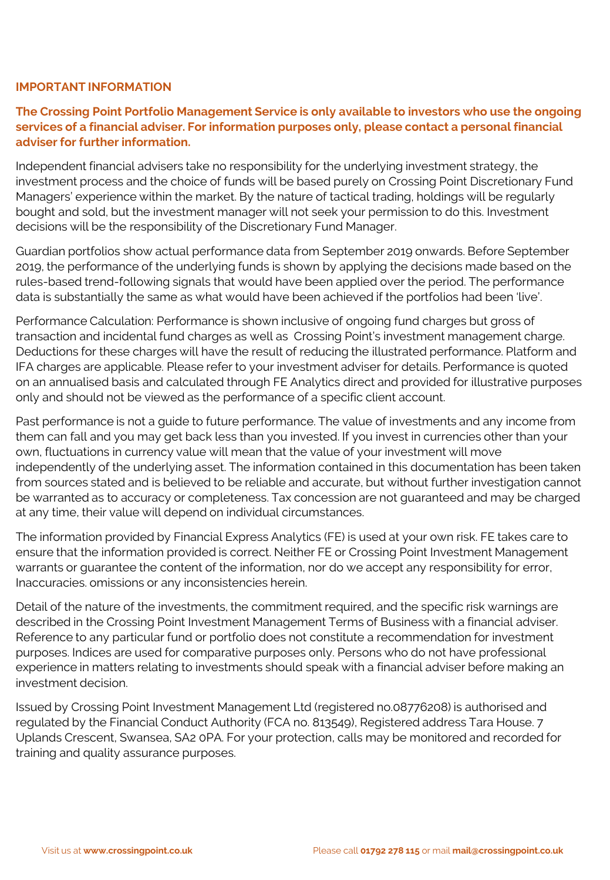## IMPORTANT INFORMATION

**The Crossing Point Portfolio Management Service is only available to investors who use the ongoing services of a financial adviser. For information purposes only, please contact a personal financial adviser for further information.**

Independent financial advisers take no responsibility for the underlying investment strategy, the investment process and the choice of funds will be based purely on Crossing Point Discretionary Fund Managers' experience within the market. By the nature of tactical trading, holdings will be regularly bought and sold, but the investment manager will not seek your permission to do this. Investment decisions will be the responsibility of the Discretionary Fund Manager.

Guardian portfolios show actual performance data from September 2019 onwards. Before September 2019, the performance of the underlying funds is shown by applying the decisions made based on the rules-based trend-following signals that would have been applied over the period. The performance data is substantially the same as what would have been achieved if the portfolios had been 'live'.

Performance Calculation: Performance is shown inclusive of ongoing fund charges but gross of transaction and incidental fund charges as well as Crossing Point's investment management charge. Deductions for these charges will have the result of reducing the illustrated performance. Platform and IFA charges are applicable. Please refer to your investment adviser for details. Performance is quoted on an annualised basis and calculated through FE Analytics direct and provided for illustrative purposes only and should not be viewed as the performance of a specific client account.

Past performance is not a guide to future performance. The value of investments and any income from them can fall and you may get back less than you invested. If you invest in currencies other than your own, fluctuations in currency value will mean that the value of your investment will move independently of the underlying asset. The information contained in this documentation has been taken from sources stated and is believed to be reliable and accurate, but without further investigation cannot be warranted as to accuracy or completeness. Tax concession are not guaranteed and may be charged at any time, their value will depend on individual circumstances.

The information provided by Financial Express Analytics (FE) is used at your own risk. FE takes care to ensure that the information provided is correct. Neither FE or Crossing Point Investment Management warrants or guarantee the content of the information, nor do we accept any responsibility for error, Inaccuracies. omissions or any inconsistencies herein.

Detail of the nature of the investments, the commitment required, and the specific risk warnings are described in the Crossing Point Investment Management Terms of Business with a financial adviser. Reference to any particular fund or portfolio does not constitute a recommendation for investment purposes. Indices are used for comparative purposes only. Persons who do not have professional experience in matters relating to investments should speak with a financial adviser before making an investment decision.

Issued by Crossing Point Investment Management Ltd (registered no.08776208) is authorised and regulated by the Financial Conduct Authority (FCA no. 813549), Registered address Tara House. 7 Uplands Crescent, Swansea, SA2 0PA. For your protection, calls may be monitored and recorded for training and quality assurance purposes.

Visit us at **www.crossingpoint.co.uk** Please call **01792 278 115** or mail **mail@crossingpoint.co.uk**